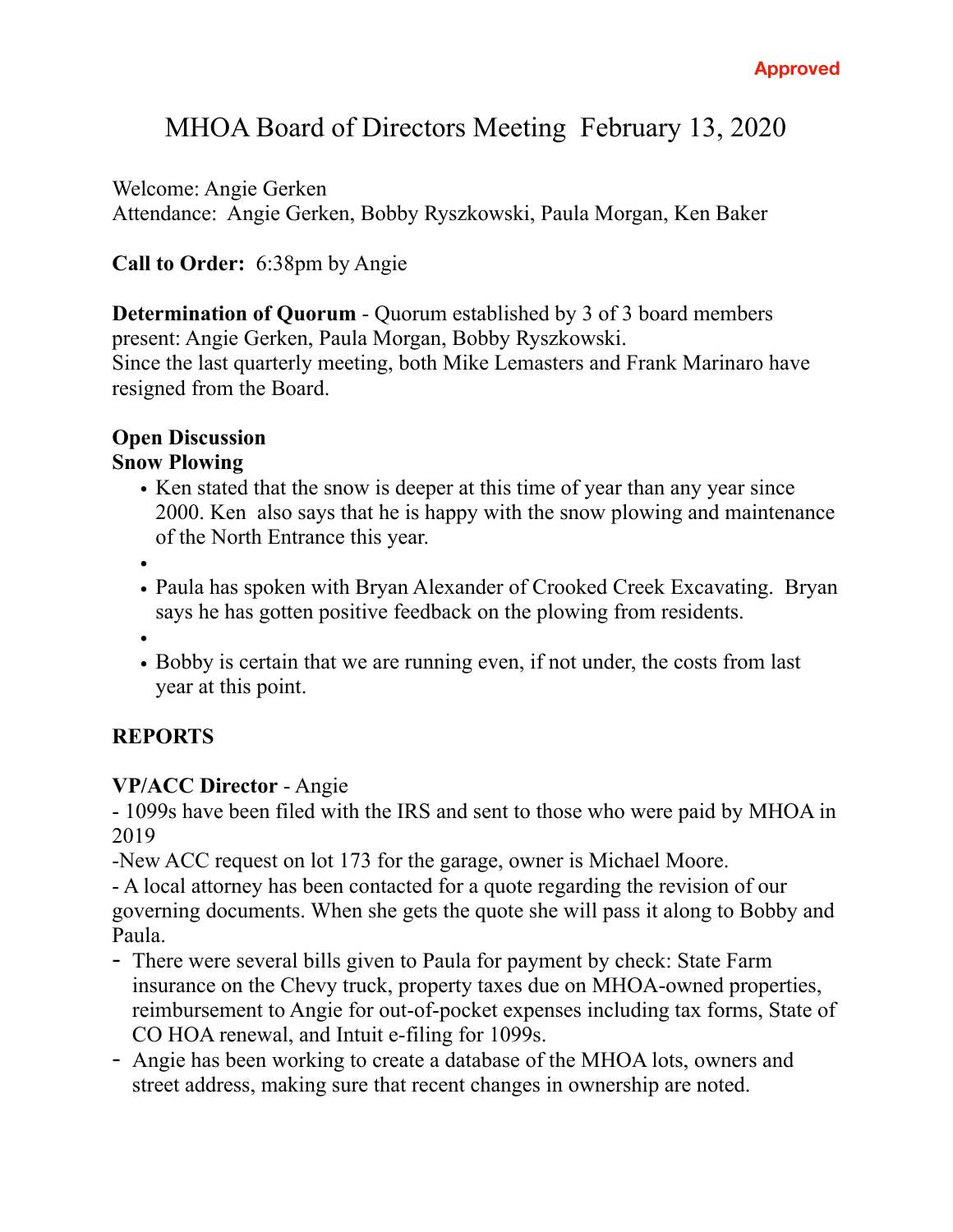Approved

# MHOA Board of Directors Meeting  February 13, 2020

Welcome: Angie Gerken
Attendance:  Angie Gerken, Bobby Ryszkowski, Paula Morgan, Ken Baker

**Call to Order:**  6:38pm by Angie

**Determination of Quorum** - Quorum established by 3 of 3 board members present: Angie Gerken, Paula Morgan, Bobby Ryszkowski.
Since the last quarterly meeting, both Mike Lemasters and Frank Marinaro have resigned from the Board.

**Open Discussion**
**Snow Plowing**

- Ken stated that the snow is deeper at this time of year than any year since 2000. Ken  also says that he is happy with the snow plowing and maintenance of the North Entrance this year.
- 
- Paula has spoken with Bryan Alexander of Crooked Creek Excavating.  Bryan says he has gotten positive feedback on the plowing from residents.
- 
- Bobby is certain that we are running even, if not under, the costs from last year at this point.

## REPORTS

**VP/ACC Director** - Angie
- 1099s have been filed with the IRS and sent to those who were paid by MHOA in 2019
-New ACC request on lot 173 for the garage, owner is Michael Moore.
- A local attorney has been contacted for a quote regarding the revision of our governing documents. When she gets the quote she will pass it along to Bobby and Paula.
- There were several bills given to Paula for payment by check: State Farm insurance on the Chevy truck, property taxes due on MHOA-owned properties, reimbursement to Angie for out-of-pocket expenses including tax forms, State of CO HOA renewal, and Intuit e-filing for 1099s.
- Angie has been working to create a database of the MHOA lots, owners and street address, making sure that recent changes in ownership are noted.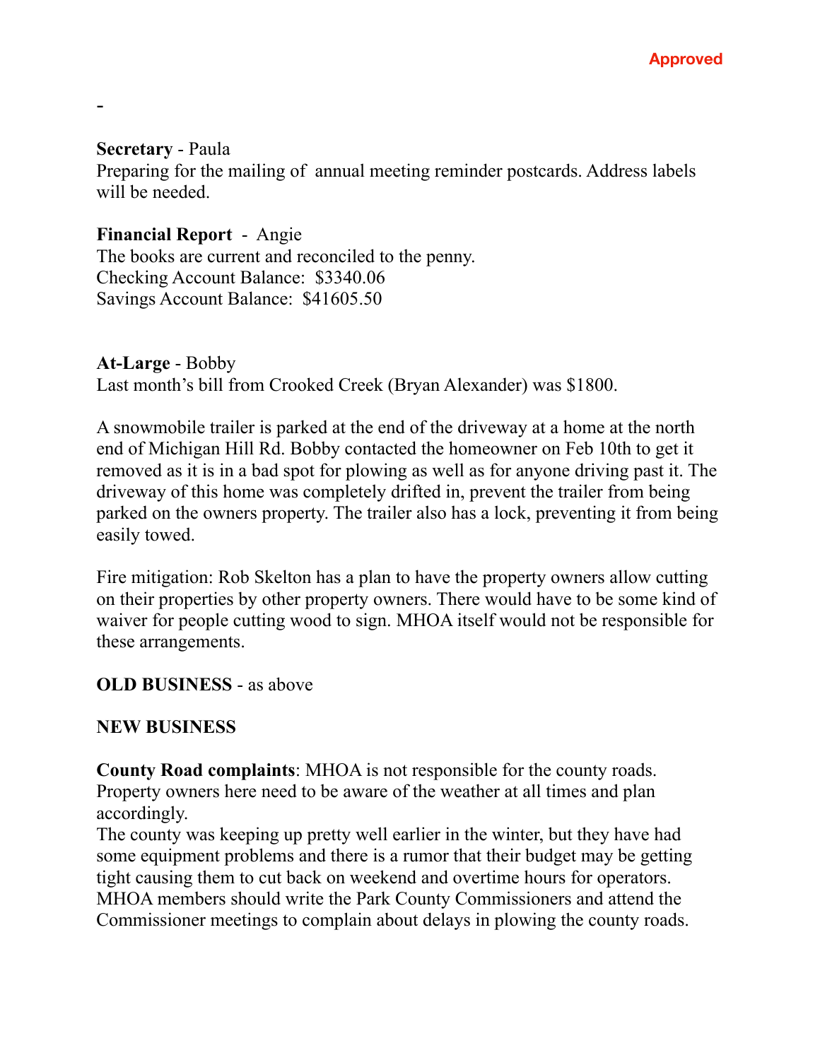Approved

-

**Secretary** - Paula
Preparing for the mailing of annual meeting reminder postcards. Address labels will be needed.

**Financial Report** - Angie
The books are current and reconciled to the penny.
Checking Account Balance: $3340.06
Savings Account Balance: $41605.50

**At-Large** - Bobby
Last month's bill from Crooked Creek (Bryan Alexander) was $1800.

A snowmobile trailer is parked at the end of the driveway at a home at the north end of Michigan Hill Rd. Bobby contacted the homeowner on Feb 10th to get it removed as it is in a bad spot for plowing as well as for anyone driving past it. The driveway of this home was completely drifted in, prevent the trailer from being parked on the owners property. The trailer also has a lock, preventing it from being easily towed.

Fire mitigation: Rob Skelton has a plan to have the property owners allow cutting on their properties by other property owners. There would have to be some kind of waiver for people cutting wood to sign. MHOA itself would not be responsible for these arrangements.

**OLD BUSINESS** - as above

**NEW BUSINESS**

**County Road complaints**: MHOA is not responsible for the county roads. Property owners here need to be aware of the weather at all times and plan accordingly.
The county was keeping up pretty well earlier in the winter, but they have had some equipment problems and there is a rumor that their budget may be getting tight causing them to cut back on weekend and overtime hours for operators. MHOA members should write the Park County Commissioners and attend the Commissioner meetings to complain about delays in plowing the county roads.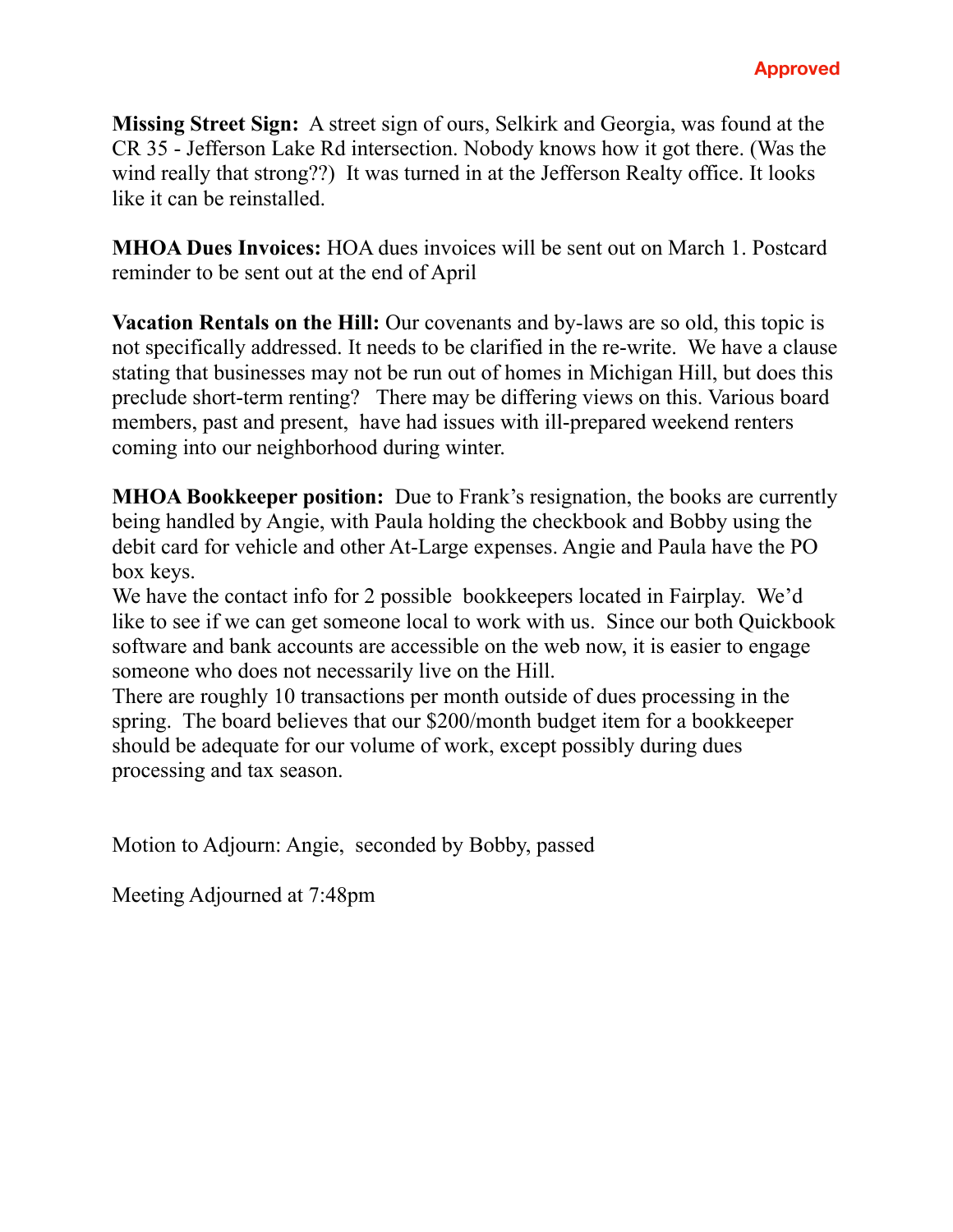Approved

**Missing Street Sign:** A street sign of ours, Selkirk and Georgia, was found at the CR 35 - Jefferson Lake Rd intersection. Nobody knows how it got there. (Was the wind really that strong??) It was turned in at the Jefferson Realty office. It looks like it can be reinstalled.

**MHOA Dues Invoices:** HOA dues invoices will be sent out on March 1. Postcard reminder to be sent out at the end of April

**Vacation Rentals on the Hill:** Our covenants and by-laws are so old, this topic is not specifically addressed. It needs to be clarified in the re-write. We have a clause stating that businesses may not be run out of homes in Michigan Hill, but does this preclude short-term renting? There may be differing views on this. Various board members, past and present, have had issues with ill-prepared weekend renters coming into our neighborhood during winter.

**MHOA Bookkeeper position:** Due to Frank's resignation, the books are currently being handled by Angie, with Paula holding the checkbook and Bobby using the debit card for vehicle and other At-Large expenses. Angie and Paula have the PO box keys.
We have the contact info for 2 possible bookkeepers located in Fairplay. We'd like to see if we can get someone local to work with us. Since our both Quickbook software and bank accounts are accessible on the web now, it is easier to engage someone who does not necessarily live on the Hill.
There are roughly 10 transactions per month outside of dues processing in the spring. The board believes that our $200/month budget item for a bookkeeper should be adequate for our volume of work, except possibly during dues processing and tax season.

Motion to Adjourn: Angie, seconded by Bobby, passed

Meeting Adjourned at 7:48pm